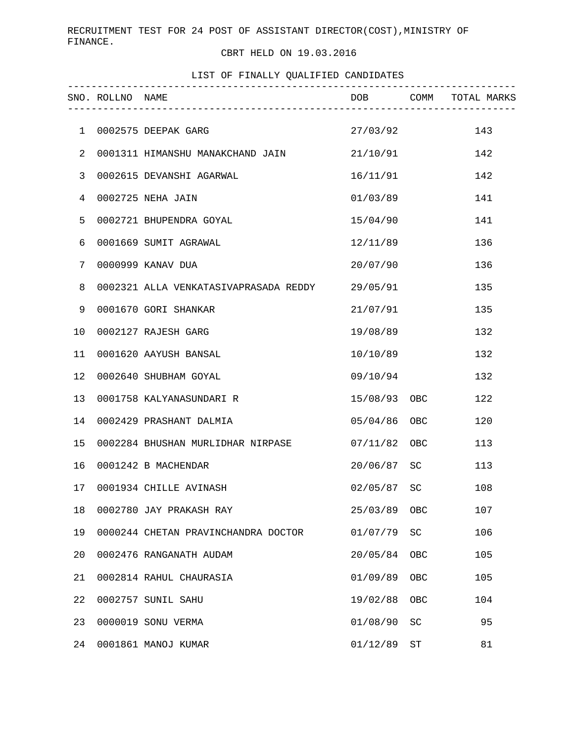RECRUITMENT TEST FOR 24 POST OF ASSISTANT DIRECTOR(COST),MINISTRY OF FINANCE.

CBRT HELD ON 19.03.2016

LIST OF FINALLY QUALIFIED CANDIDATES

| SNO. | ROLLNO | NAME | DOB | COMM | TOTAL MARKS |
|---|---|---|---|---|---|
| 1 | 0002575 | DEEPAK GARG | 27/03/92 | | 143 |
| 2 | 0001311 | HIMANSHU MANAKCHAND JAIN | 21/10/91 | | 142 |
| 3 | 0002615 | DEVANSHI AGARWAL | 16/11/91 | | 142 |
| 4 | 0002725 | NEHA JAIN | 01/03/89 | | 141 |
| 5 | 0002721 | BHUPENDRA GOYAL | 15/04/90 | | 141 |
| 6 | 0001669 | SUMIT AGRAWAL | 12/11/89 | | 136 |
| 7 | 0000999 | KANAV DUA | 20/07/90 | | 136 |
| 8 | 0002321 | ALLA VENKATASIVAPRASADA REDDY | 29/05/91 | | 135 |
| 9 | 0001670 | GORI SHANKAR | 21/07/91 | | 135 |
| 10 | 0002127 | RAJESH GARG | 19/08/89 | | 132 |
| 11 | 0001620 | AAYUSH BANSAL | 10/10/89 | | 132 |
| 12 | 0002640 | SHUBHAM GOYAL | 09/10/94 | | 132 |
| 13 | 0001758 | KALYANASUNDARI R | 15/08/93 | OBC | 122 |
| 14 | 0002429 | PRASHANT DALMIA | 05/04/86 | OBC | 120 |
| 15 | 0002284 | BHUSHAN MURLIDHAR NIRPASE | 07/11/82 | OBC | 113 |
| 16 | 0001242 | B MACHENDAR | 20/06/87 | SC | 113 |
| 17 | 0001934 | CHILLE AVINASH | 02/05/87 | SC | 108 |
| 18 | 0002780 | JAY PRAKASH RAY | 25/03/89 | OBC | 107 |
| 19 | 0000244 | CHETAN PRAVINCHANDRA DOCTOR | 01/07/79 | SC | 106 |
| 20 | 0002476 | RANGANATH AUDAM | 20/05/84 | OBC | 105 |
| 21 | 0002814 | RAHUL CHAURASIA | 01/09/89 | OBC | 105 |
| 22 | 0002757 | SUNIL SAHU | 19/02/88 | OBC | 104 |
| 23 | 0000019 | SONU VERMA | 01/08/90 | SC | 95 |
| 24 | 0001861 | MANOJ KUMAR | 01/12/89 | ST | 81 |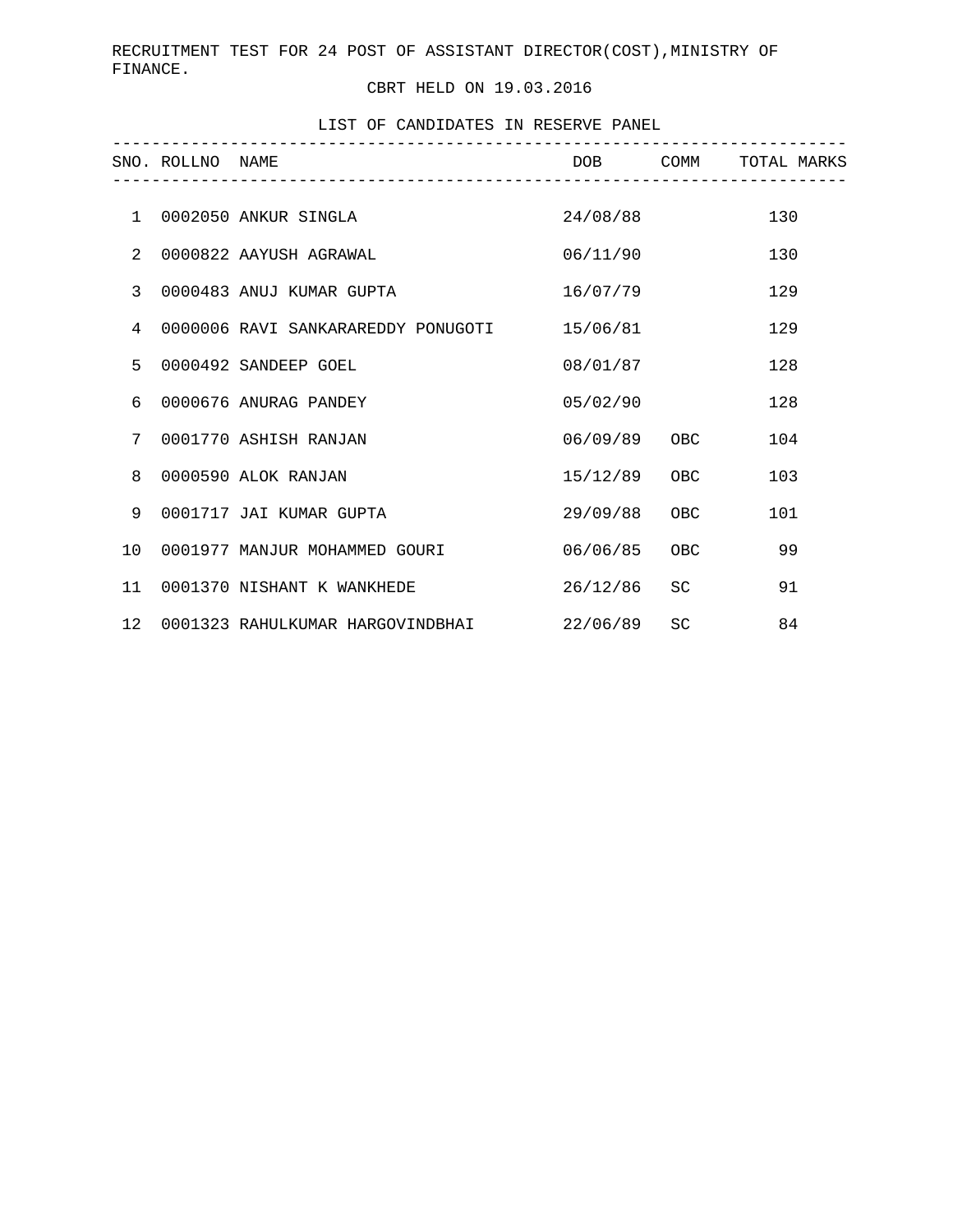RECRUITMENT TEST FOR 24 POST OF ASSISTANT DIRECTOR(COST),MINISTRY OF FINANCE.

CBRT HELD ON 19.03.2016

LIST OF CANDIDATES IN RESERVE PANEL

| SNO. | ROLLNO | NAME | DOB | COMM | TOTAL MARKS |
|---|---|---|---|---|---|
| 1 | 0002050 | ANKUR SINGLA | 24/08/88 | | 130 |
| 2 | 0000822 | AAYUSH AGRAWAL | 06/11/90 | | 130 |
| 3 | 0000483 | ANUJ KUMAR GUPTA | 16/07/79 | | 129 |
| 4 | 0000006 | RAVI SANKARAREDDY PONUGOTI | 15/06/81 | | 129 |
| 5 | 0000492 | SANDEEP GOEL | 08/01/87 | | 128 |
| 6 | 0000676 | ANURAG PANDEY | 05/02/90 | | 128 |
| 7 | 0001770 | ASHISH RANJAN | 06/09/89 | OBC | 104 |
| 8 | 0000590 | ALOK RANJAN | 15/12/89 | OBC | 103 |
| 9 | 0001717 | JAI KUMAR GUPTA | 29/09/88 | OBC | 101 |
| 10 | 0001977 | MANJUR MOHAMMED GOURI | 06/06/85 | OBC | 99 |
| 11 | 0001370 | NISHANT K WANKHEDE | 26/12/86 | SC | 91 |
| 12 | 0001323 | RAHULKUMAR HARGOVINDBHAI | 22/06/89 | SC | 84 |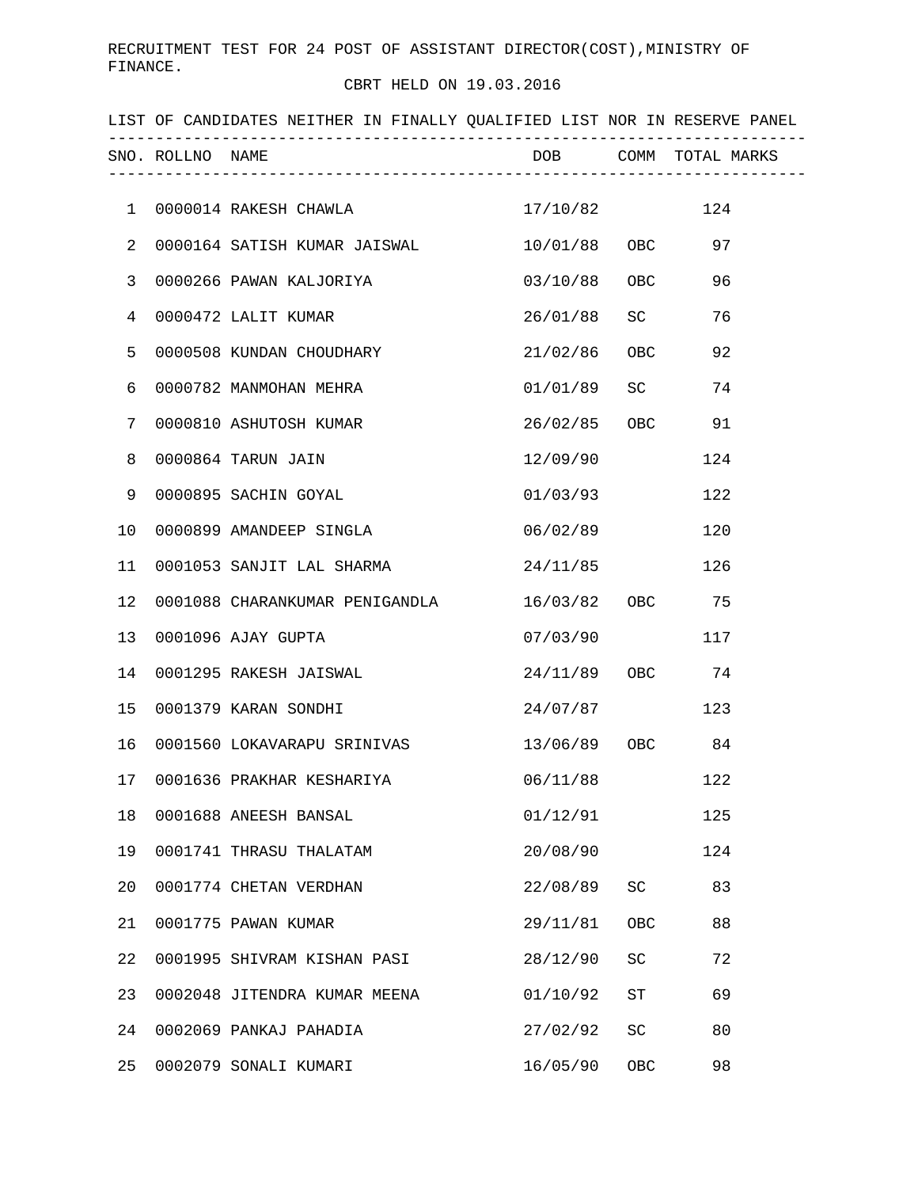RECRUITMENT TEST FOR 24 POST OF ASSISTANT DIRECTOR(COST),MINISTRY OF FINANCE.

CBRT HELD ON 19.03.2016

LIST OF CANDIDATES NEITHER IN FINALLY QUALIFIED LIST NOR IN RESERVE PANEL

| SNO. | ROLLNO | NAME | DOB | COMM | TOTAL MARKS |
|---|---|---|---|---|---|
| 1 | 0000014 | RAKESH CHAWLA | 17/10/82 | | 124 |
| 2 | 0000164 | SATISH KUMAR JAISWAL | 10/01/88 | OBC | 97 |
| 3 | 0000266 | PAWAN KALJORIYA | 03/10/88 | OBC | 96 |
| 4 | 0000472 | LALIT KUMAR | 26/01/88 | SC | 76 |
| 5 | 0000508 | KUNDAN CHOUDHARY | 21/02/86 | OBC | 92 |
| 6 | 0000782 | MANMOHAN MEHRA | 01/01/89 | SC | 74 |
| 7 | 0000810 | ASHUTOSH KUMAR | 26/02/85 | OBC | 91 |
| 8 | 0000864 | TARUN JAIN | 12/09/90 | | 124 |
| 9 | 0000895 | SACHIN GOYAL | 01/03/93 | | 122 |
| 10 | 0000899 | AMANDEEP SINGLA | 06/02/89 | | 120 |
| 11 | 0001053 | SANJIT LAL SHARMA | 24/11/85 | | 126 |
| 12 | 0001088 | CHARANKUMAR PENIGANDLA | 16/03/82 | OBC | 75 |
| 13 | 0001096 | AJAY GUPTA | 07/03/90 | | 117 |
| 14 | 0001295 | RAKESH JAISWAL | 24/11/89 | OBC | 74 |
| 15 | 0001379 | KARAN SONDHI | 24/07/87 | | 123 |
| 16 | 0001560 | LOKAVARAPU SRINIVAS | 13/06/89 | OBC | 84 |
| 17 | 0001636 | PRAKHAR KESHARIYA | 06/11/88 | | 122 |
| 18 | 0001688 | ANEESH BANSAL | 01/12/91 | | 125 |
| 19 | 0001741 | THRASU THALATAM | 20/08/90 | | 124 |
| 20 | 0001774 | CHETAN VERDHAN | 22/08/89 | SC | 83 |
| 21 | 0001775 | PAWAN KUMAR | 29/11/81 | OBC | 88 |
| 22 | 0001995 | SHIVRAM KISHAN PASI | 28/12/90 | SC | 72 |
| 23 | 0002048 | JITENDRA KUMAR MEENA | 01/10/92 | ST | 69 |
| 24 | 0002069 | PANKAJ PAHADIA | 27/02/92 | SC | 80 |
| 25 | 0002079 | SONALI KUMARI | 16/05/90 | OBC | 98 |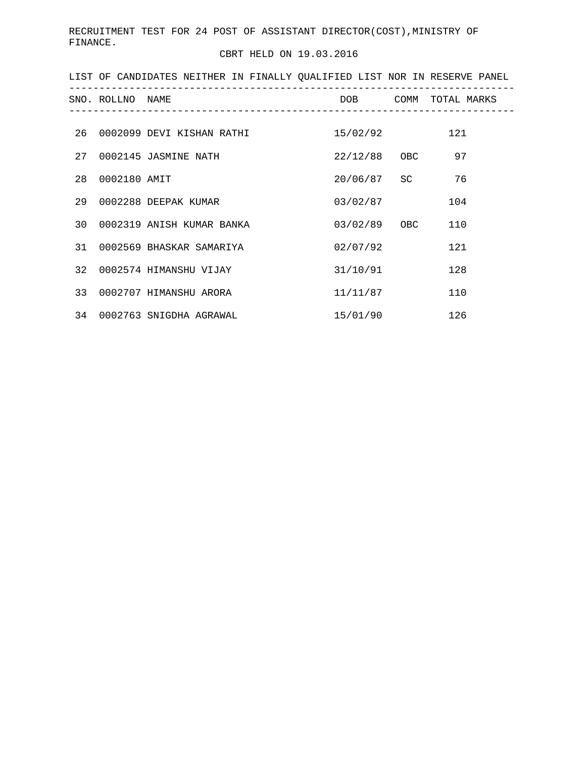RECRUITMENT TEST FOR 24 POST OF ASSISTANT DIRECTOR(COST),MINISTRY OF FINANCE.

CBRT HELD ON 19.03.2016

LIST OF CANDIDATES NEITHER IN FINALLY QUALIFIED LIST NOR IN RESERVE PANEL

| SNO. | ROLLNO | NAME | DOB | COMM | TOTAL MARKS |
|---|---|---|---|---|---|
| 26 | 0002099 | DEVI KISHAN RATHI | 15/02/92 | | 121 |
| 27 | 0002145 | JASMINE NATH | 22/12/88 | OBC | 97 |
| 28 | 0002180 | AMIT | 20/06/87 | SC | 76 |
| 29 | 0002288 | DEEPAK KUMAR | 03/02/87 | | 104 |
| 30 | 0002319 | ANISH KUMAR BANKA | 03/02/89 | OBC | 110 |
| 31 | 0002569 | BHASKAR SAMARIYA | 02/07/92 | | 121 |
| 32 | 0002574 | HIMANSHU VIJAY | 31/10/91 | | 128 |
| 33 | 0002707 | HIMANSHU ARORA | 11/11/87 | | 110 |
| 34 | 0002763 | SNIGDHA AGRAWAL | 15/01/90 | | 126 |